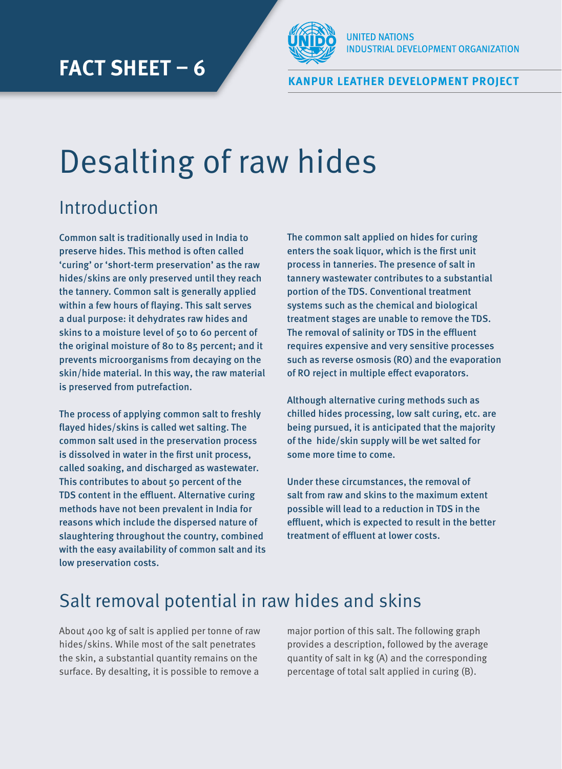# FACT SHEET – 6

UNITED NATIONS
INDUSTRIAL DEVELOPMENT ORGANIZATION

**KANPUR LEATHER DEVELOPMENT PROJECT**

# Desalting of raw hides

## Introduction

**Common salt is traditionally used in India to preserve hides. This method is often called 'curing' or 'short-term preservation' as the raw hides/skins are only preserved until they reach the tannery. Common salt is generally applied within a few hours of flaying. This salt serves a dual purpose: it dehydrates raw hides and skins to a moisture level of 50 to 60 percent of the original moisture of 80 to 85 percent; and it prevents microorganisms from decaying on the skin/hide material. In this way, the raw material is preserved from putrefaction.**

**The process of applying common salt to freshly flayed hides/skins is called wet salting. The common salt used in the preservation process is dissolved in water in the first unit process, called soaking, and discharged as wastewater. This contributes to about 50 percent of the TDS content in the effluent. Alternative curing methods have not been prevalent in India for reasons which include the dispersed nature of slaughtering throughout the country, combined with the easy availability of common salt and its low preservation costs.**

**The common salt applied on hides for curing enters the soak liquor, which is the first unit process in tanneries. The presence of salt in tannery wastewater contributes to a substantial portion of the TDS. Conventional treatment systems such as the chemical and biological treatment stages are unable to remove the TDS. The removal of salinity or TDS in the effluent requires expensive and very sensitive processes such as reverse osmosis (RO) and the evaporation of RO reject in multiple effect evaporators.**

**Although alternative curing methods such as chilled hides processing, low salt curing, etc. are being pursued, it is anticipated that the majority of the hide/skin supply will be wet salted for some more time to come.**

**Under these circumstances, the removal of salt from raw and skins to the maximum extent possible will lead to a reduction in TDS in the effluent, which is expected to result in the better treatment of effluent at lower costs.**

## Salt removal potential in raw hides and skins

About 400 kg of salt is applied per tonne of raw hides/skins. While most of the salt penetrates the skin, a substantial quantity remains on the surface. By desalting, it is possible to remove a major portion of this salt. The following graph provides a description, followed by the average quantity of salt in kg (A) and the corresponding percentage of total salt applied in curing (B).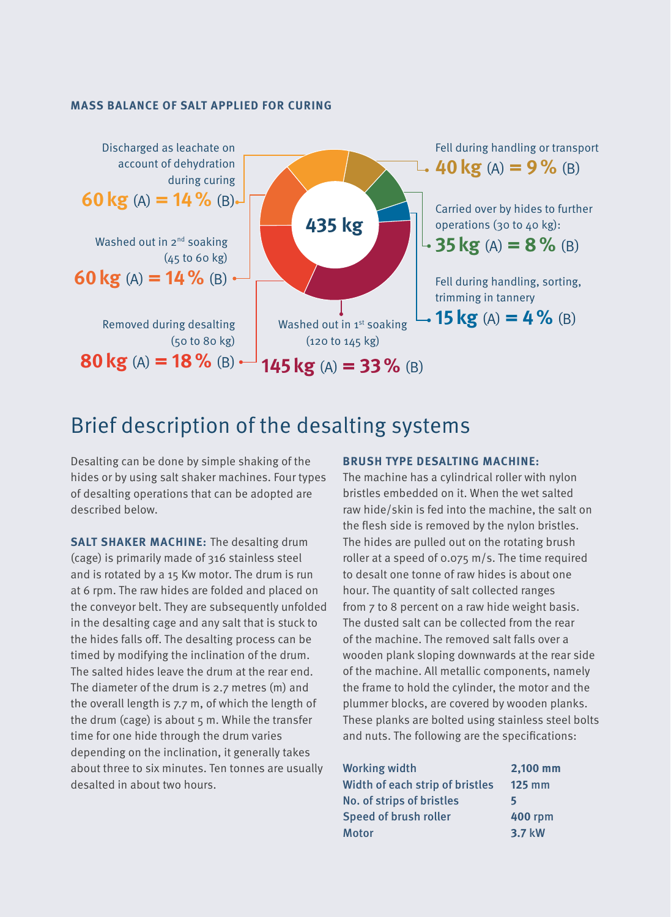**MASS BALANCE OF SALT APPLIED FOR CURING**

**435 kg**

Discharged as leachate on account of dehydration during curing
**60 kg** (A) **= 14 %** (B)

Washed out in 2nd soaking (45 to 60 kg)
**60 kg** (A) **= 14 %** (B)

Removed during desalting (50 to 80 kg)
**80 kg** (A) **= 18 %** (B)

Washed out in 1st soaking (120 to 145 kg)
**145 kg** (A) **= 33 %** (B)

Fell during handling or transport
**40 kg** (A) **= 9 %** (B)

Carried over by hides to further operations (30 to 40 kg):
**35 kg** (A) **= 8 %** (B)

Fell during handling, sorting, trimming in tannery
**15 kg** (A) **= 4 %** (B)

## Brief description of the desalting systems

Desalting can be done by simple shaking of the hides or by using salt shaker machines. Four types of desalting operations that can be adopted are described below.

**SALT SHAKER MACHINE:** The desalting drum (cage) is primarily made of 316 stainless steel and is rotated by a 15 Kw motor. The drum is run at 6 rpm. The raw hides are folded and placed on the conveyor belt. They are subsequently unfolded in the desalting cage and any salt that is stuck to the hides falls off. The desalting process can be timed by modifying the inclination of the drum. The salted hides leave the drum at the rear end. The diameter of the drum is 2.7 metres (m) and the overall length is 7.7 m, of which the length of the drum (cage) is about 5 m. While the transfer time for one hide through the drum varies depending on the inclination, it generally takes about three to six minutes. Ten tonnes are usually desalted in about two hours.

**BRUSH TYPE DESALTING MACHINE:**
The machine has a cylindrical roller with nylon bristles embedded on it. When the wet salted raw hide/skin is fed into the machine, the salt on the flesh side is removed by the nylon bristles. The hides are pulled out on the rotating brush roller at a speed of 0.075 m/s. The time required to desalt one tonne of raw hides is about one hour. The quantity of salt collected ranges from 7 to 8 percent on a raw hide weight basis. The dusted salt can be collected from the rear of the machine. The removed salt falls over a wooden plank sloping downwards at the rear side of the machine. All metallic components, namely the frame to hold the cylinder, the motor and the plummer blocks, are covered by wooden planks. These planks are bolted using stainless steel bolts and nuts. The following are the specifications:

| | |
|---|---|
| Working width | 2,100 mm |
| Width of each strip of bristles | 125 mm |
| No. of strips of bristles | 5 |
| Speed of brush roller | 400 rpm |
| Motor | 3.7 kW |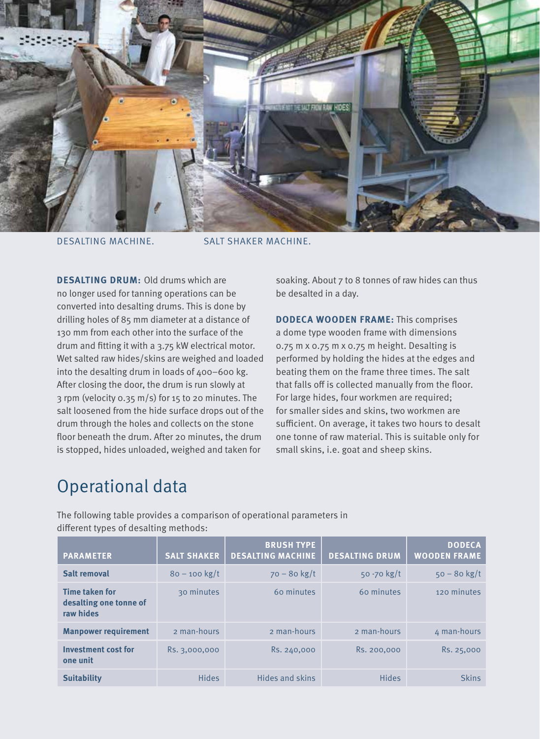DESALTING MACHINE.

SALT SHAKER MACHINE.

**DESALTING DRUM:** Old drums which are no longer used for tanning operations can be converted into desalting drums. This is done by drilling holes of 85 mm diameter at a distance of 130 mm from each other into the surface of the drum and fitting it with a 3.75 kW electrical motor. Wet salted raw hides/skins are weighed and loaded into the desalting drum in loads of 400–600 kg. After closing the door, the drum is run slowly at 3 rpm (velocity 0.35 m/s) for 15 to 20 minutes. The salt loosened from the hide surface drops out of the drum through the holes and collects on the stone floor beneath the drum. After 20 minutes, the drum is stopped, hides unloaded, weighed and taken for soaking. About 7 to 8 tonnes of raw hides can thus be desalted in a day.

**DODECA WOODEN FRAME:** This comprises a dome type wooden frame with dimensions 0.75 m x 0.75 m x 0.75 m height. Desalting is performed by holding the hides at the edges and beating them on the frame three times. The salt that falls off is collected manually from the floor. For large hides, four workmen are required; for smaller sides and skins, two workmen are sufficient. On average, it takes two hours to desalt one tonne of raw material. This is suitable only for small skins, i.e. goat and sheep skins.

## Operational data

The following table provides a comparison of operational parameters in different types of desalting methods:

| PARAMETER | SALT SHAKER | BRUSH TYPE DESALTING MACHINE | DESALTING DRUM | DODECA WOODEN FRAME |
|---|---|---|---|---|
| **Salt removal** | 80 – 100 kg/t | 70 – 80 kg/t | 50 -70 kg/t | 50 – 80 kg/t |
| **Time taken for desalting one tonne of raw hides** | 30 minutes | 60 minutes | 60 minutes | 120 minutes |
| **Manpower requirement** | 2 man-hours | 2 man-hours | 2 man-hours | 4 man-hours |
| **Investment cost for one unit** | Rs. 3,000,000 | Rs. 240,000 | Rs. 200,000 | Rs. 25,000 |
| **Suitability** | Hides | Hides and skins | Hides | Skins |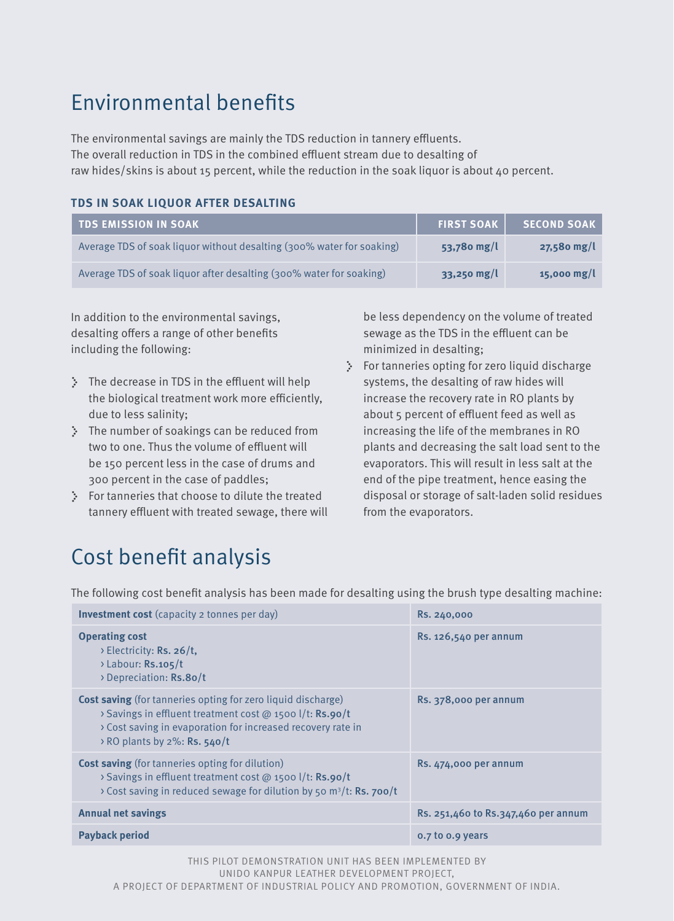## Environmental benefits

The environmental savings are mainly the TDS reduction in tannery effluents. The overall reduction in TDS in the combined effluent stream due to desalting of raw hides/skins is about 15 percent, while the reduction in the soak liquor is about 40 percent.

### TDS IN SOAK LIQUOR AFTER DESALTING

| TDS EMISSION IN SOAK | FIRST SOAK | SECOND SOAK |
|---|---|---|
| Average TDS of soak liquor without desalting (300% water for soaking) | **53,780 mg/l** | **27,580 mg/l** |
| Average TDS of soak liquor after desalting (300% water for soaking) | **33,250 mg/l** | **15,000 mg/l** |

In addition to the environmental savings, desalting offers a range of other benefits including the following:

- The decrease in TDS in the effluent will help the biological treatment work more efficiently, due to less salinity;
- The number of soakings can be reduced from two to one. Thus the volume of effluent will be 150 percent less in the case of drums and 300 percent in the case of paddles;
- For tanneries that choose to dilute the treated tannery effluent with treated sewage, there will be less dependency on the volume of treated sewage as the TDS in the effluent can be minimized in desalting;
- For tanneries opting for zero liquid discharge systems, the desalting of raw hides will increase the recovery rate in RO plants by about 5 percent of effluent feed as well as increasing the life of the membranes in RO plants and decreasing the salt load sent to the evaporators. This will result in less salt at the end of the pipe treatment, hence easing the disposal or storage of salt-laden solid residues from the evaporators.

## Cost benefit analysis

The following cost benefit analysis has been made for desalting using the brush type desalting machine:

| | |
|---|---|
| **Investment cost** (capacity 2 tonnes per day) | **Rs. 240,000** |
| **Operating cost**<br>› Electricity: **Rs. 26/t,**<br>› Labour: **Rs.105/t**<br>› Depreciation: **Rs.80/t** | **Rs. 126,540 per annum** |
| **Cost saving** (for tanneries opting for zero liquid discharge)<br>› Savings in effluent treatment cost @ 1500 l/t: **Rs.90/t**<br>› Cost saving in evaporation for increased recovery rate in<br>› RO plants by 2%: **Rs. 540/t** | **Rs. 378,000 per annum** |
| **Cost saving** (for tanneries opting for dilution)<br>› Savings in effluent treatment cost @ 1500 l/t: **Rs.90/t**<br>› Cost saving in reduced sewage for dilution by 50 m$^3$/t: **Rs. 700/t** | **Rs. 474,000 per annum** |
| **Annual net savings** | **Rs. 251,460 to Rs.347,460 per annum** |
| **Payback period** | **0.7 to 0.9 years** |

THIS PILOT DEMONSTRATION UNIT HAS BEEN IMPLEMENTED BY
UNIDO KANPUR LEATHER DEVELOPMENT PROJECT,
A PROJECT OF DEPARTMENT OF INDUSTRIAL POLICY AND PROMOTION, GOVERNMENT OF INDIA.